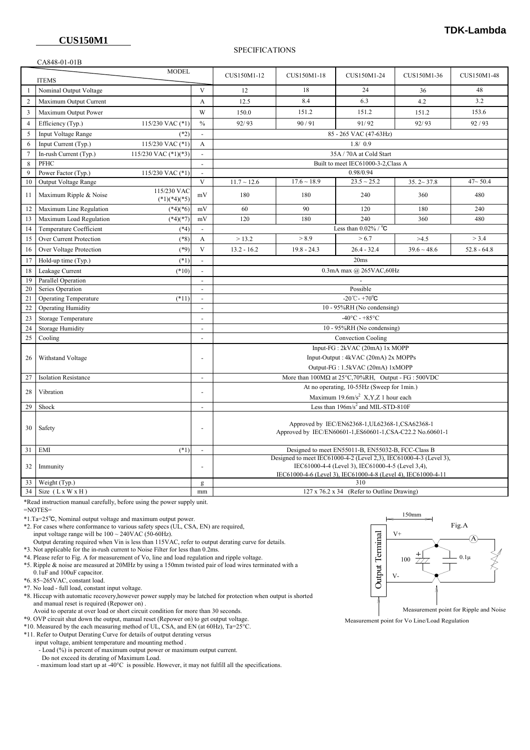**TDK-Lambda**

# CUS150M1

SPECIFICATIONS

CA848-01-01B

| | ITEMS / MODEL | | | CUS150M1-12 | CUS150M1-18 | CUS150M1-24 | CUS150M1-36 | CUS150M1-48 |
|---|---|---|---|---|---|---|---|---|
| 1 | Nominal Output Voltage | | V | 12 | 18 | 24 | 36 | 48 |
| 2 | Maximum Output Current | | A | 12.5 | 8.4 | 6.3 | 4.2 | 3.2 |
| 3 | Maximum Output Power | | W | 150.0 | 151.2 | 151.2 | 151.2 | 153.6 |
| 4 | Efficiency (Typ.) | 115/230 VAC (*1) | % | 92/ 93 | 90 / 91 | 91/ 92 | 92/ 93 | 92 / 93 |
| 5 | Input Voltage Range | (*2) | - | 85 - 265 VAC (47-63Hz) | | | | |
| 6 | Input Current (Typ.) | 115/230 VAC (*1) | A | 1.8/ 0.9 | | | | |
| 7 | In-rush Current (Typ.) | 115/230 VAC (*1)(*3) | - | 35A / 70A at Cold Start | | | | |
| 8 | PFHC | | - | Built to meet IEC61000-3-2,Class A | | | | |
| 9 | Power Factor (Typ.) | 115/230 VAC (*1) | - | 0.98/0.94 | | | | |
| 10 | Output Voltage Range | | V | 11.7 ~ 12.6 | 17.6 ~ 18.9 | 23.5 ~ 25.2 | 35. 2~ 37.8 | 47~ 50.4 |
| 11 | Maximum Ripple & Noise | 115/230 VAC (*1)(*4)(*5) | mV | 180 | 180 | 240 | 360 | 480 |
| 12 | Maximum Line Regulation | (*4)(*6) | mV | 60 | 90 | 120 | 180 | 240 |
| 13 | Maximum Load Regulation | (*4)(*7) | mV | 120 | 180 | 240 | 360 | 480 |
| 14 | Temperature Coefficient | (*4) | - | Less than 0.02% / ℃ | | | | |
| 15 | Over Current Protection | (*8) | A | > 13.2 | > 8.9 | > 6.7 | >4.5 | > 3.4 |
| 16 | Over Voltage Protection | (*9) | V | 13.2 - 16.2 | 19.8 - 24.3 | 26.4 - 32.4 | 39.6 ~ 48.6 | 52.8 - 64.8 |
| 17 | Hold-up time (Typ.) | (*1) | - | 20ms | | | | |
| 18 | Leakage Current | (*10) | - | 0.3mA max @ 265VAC,60Hz | | | | |
| 19 | Parallel Operation | | - | - | | | | |
| 20 | Series Operation | | - | Possible | | | | |
| 21 | Operating Temperature | (*11) | - | -20℃ - +70℃ | | | | |
| 22 | Operating Humidity | | - | 10 - 95%RH (No condensing) | | | | |
| 23 | Storage Temperature | | - | -40°C - +85°C | | | | |
| 24 | Storage Humidity | | - | 10 - 95%RH (No condensing) | | | | |
| 25 | Cooling | | - | Convection Cooling | | | | |
| 26 | Withstand Voltage | | - | Input-FG : 2kVAC (20mA) 1x MOPP<br>Input-Output : 4kVAC (20mA) 2x MOPPs<br>Output-FG : 1.5kVAC (20mA) 1xMOPP | | | | |
| 27 | Isolation Resistance | | - | More than 100MΩ at 25°C,70%RH, Output - FG : 500VDC | | | | |
| 28 | Vibration | | - | At no operating, 10-55Hz (Sweep for 1min.)<br>Maximum 19.6m/s$^2$ X,Y,Z 1 hour each | | | | |
| 29 | Shock | | - | Less than 196m/s$^2$ and MIL-STD-810F | | | | |
| 30 | Safety | | - | Approved by IEC/EN62368-1,UL62368-1,CSA62368-1<br>Approved by IEC/EN60601-1,ES60601-1,CSA-C22.2 No.60601-1 | | | | |
| 31 | EMI | (*1) | - | Designed to meet EN55011-B, EN55032-B, FCC-Class B | | | | |
| 32 | Immunity | | - | Designed to meet IEC61000-4-2 (Level 2,3), IEC61000-4-3 (Level 3), IEC61000-4-4 (Level 3), IEC61000-4-5 (Level 3,4), IEC61000-4-6 (Level 3), IEC61000-4-8 (Level 4), IEC61000-4-11 | | | | |
| 33 | Weight (Typ.) | | g | 310 | | | | |
| 34 | Size ( L x W x H ) | | mm | 127 x 76.2 x 34 (Refer to Outline Drawing) | | | | |

*Read instruction manual carefully, before using the power supply unit.

=NOTES=

*1.Ta=25℃, Nominal output voltage and maximum output power.

*2. For cases where conformance to various safety specs (UL, CSA, EN) are required, input voltage range will be 100 ~ 240VAC (50-60Hz).
Output derating required when Vin is less than 115VAC, refer to output derating curve for details.

*3. Not applicable for the in-rush current to Noise Filter for less than 0.2ms.

*4. Please refer to Fig. A for measurement of Vo, line and load regulation and ripple voltage.

*5. Ripple & noise are measured at 20MHz by using a 150mm twisted pair of load wires terminated with a 0.1uF and 100uF capacitor.

*6. 85~265VAC, constant load.

*7. No load - full load, constant input voltage.

*8. Hiccup with automatic recovery,however power supply may be latched for protection when output is shorted and manual reset is required (Repower on) .
Avoid to operate at over load or short circuit condition for more than 30 seconds.

*9. OVP circuit shut down the output, manual reset (Repower on) to get output voltage.

*10. Measured by the each measuring method of UL, CSA, and EN (at 60Hz), Ta=25°C.

*11. Refer to Output Derating Curve for details of output derating versus input voltage, ambient temperature and mounting method .
- Load (%) is percent of maximum output power or maximum output current.
Do not exceed its derating of Maximum Load.
- maximum load start up at -40°C is possible. However, it may not fulfill all the specifications.

Fig.A

150mm

Output Terminal

V+

V-

100

0.1μ

A

Measurement point for Ripple and Noise

Measurement point for Vo Line/Load Regulation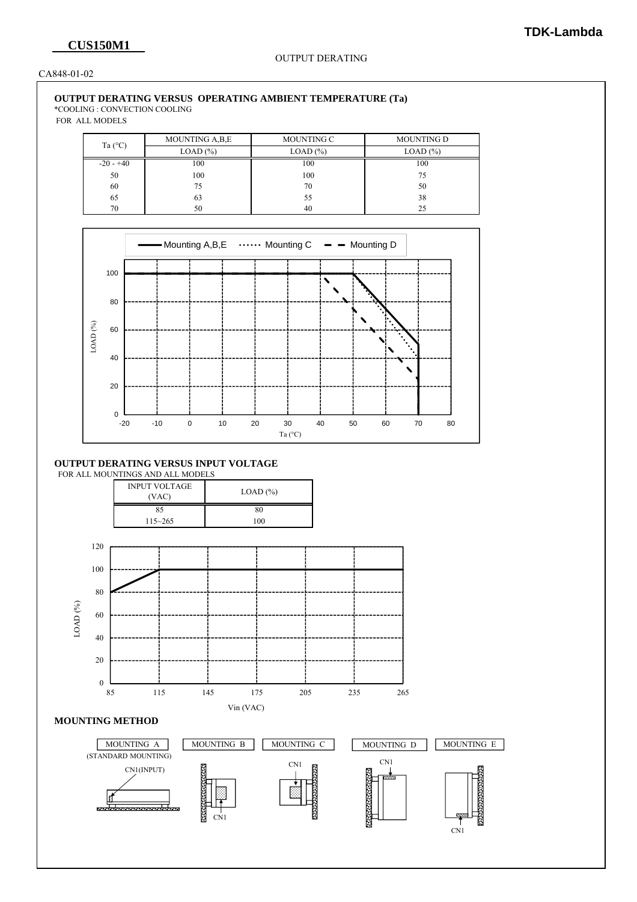**CUS150M1**

OUTPUT DERATING

CA848-01-02

### OUTPUT DERATING VERSUS OPERATING AMBIENT TEMPERATURE (Ta)

*COOLING : CONVECTION COOLING

FOR ALL MODELS

| Ta (°C) | MOUNTING A,B,E | MOUNTING C | MOUNTING D |
|---|---|---|---|
| | LOAD (%) | LOAD (%) | LOAD (%) |
| -20 - +40 | 100 | 100 | 100 |
| 50 | 100 | 100 | 75 |
| 60 | 75 | 70 | 50 |
| 65 | 63 | 55 | 38 |
| 70 | 50 | 40 | 25 |

Mounting A,B,E
Mounting C
Mounting D

LOAD (%)
0
20
40
60
80
100

Ta (°C)
-20
-10
0
10
20
30
40
50
60
70
80

### OUTPUT DERATING VERSUS INPUT VOLTAGE

FOR ALL MOUNTINGS AND ALL MODELS

| INPUT VOLTAGE (VAC) | LOAD (%) |
|---|---|
| 85 | 80 |
| 115~265 | 100 |

LOAD (%)
0
20
40
60
80
100
120

Vin (VAC)
85
115
145
175
205
235
265

### MOUNTING METHOD

MOUNTING A (STANDARD MOUNTING)
CN1(INPUT)

MOUNTING B
CN1

MOUNTING C
CN1

MOUNTING D
CN1

MOUNTING E
CN1